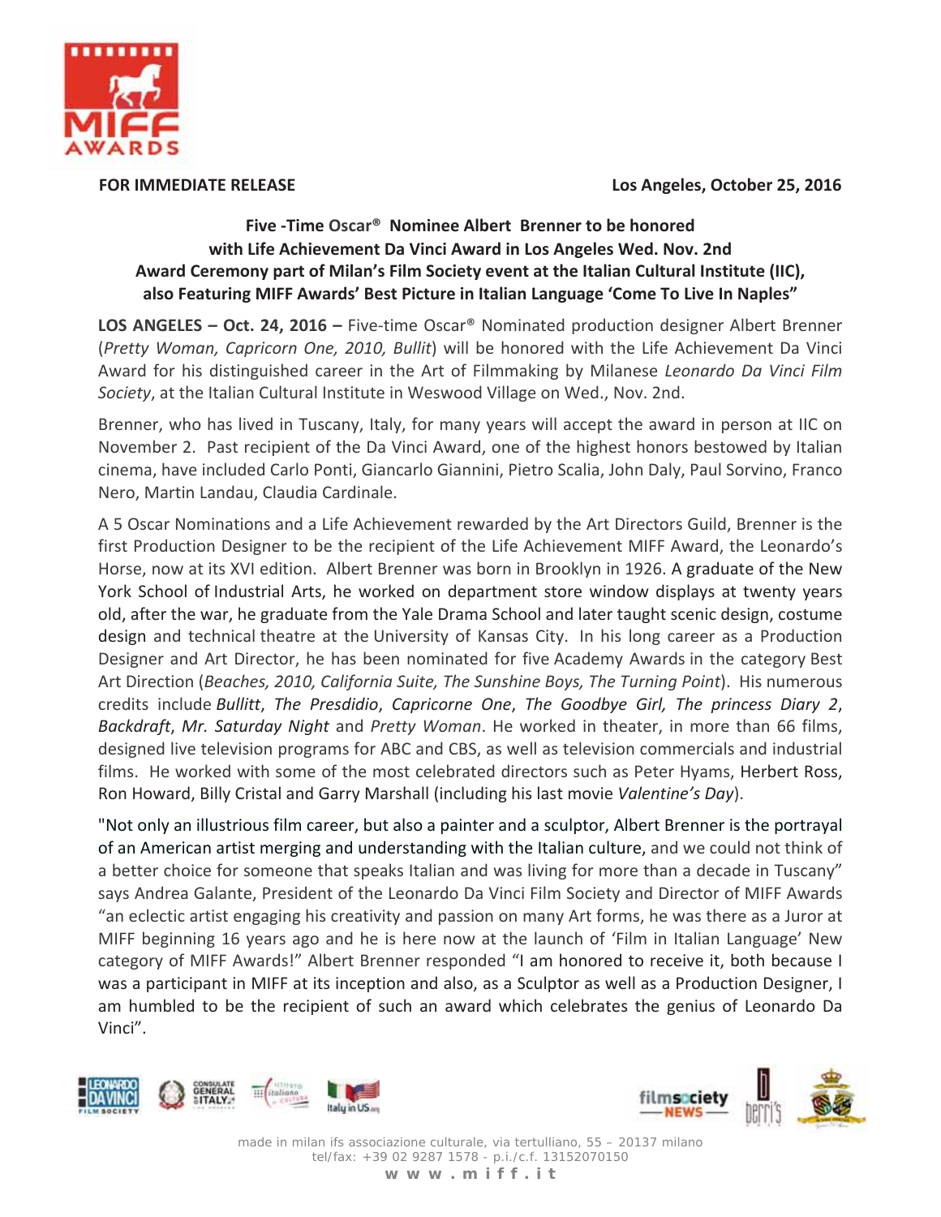**FOR IMMEDIATE RELEASE** **Los Angeles, October 25, 2016**

## Five -Time Oscar® Nominee Albert Brenner to be honored with Life Achievement Da Vinci Award in Los Angeles Wed. Nov. 2nd Award Ceremony part of Milan's Film Society event at the Italian Cultural Institute (IIC), also Featuring MIFF Awards' Best Picture in Italian Language 'Come To Live In Naples"

**LOS ANGELES – Oct. 24, 2016 –** Five-time Oscar® Nominated production designer Albert Brenner (*Pretty Woman, Capricorn One, 2010, Bullit*) will be honored with the Life Achievement Da Vinci Award for his distinguished career in the Art of Filmmaking by Milanese *Leonardo Da Vinci Film Society*, at the Italian Cultural Institute in Weswood Village on Wed., Nov. 2nd.

Brenner, who has lived in Tuscany, Italy, for many years will accept the award in person at IIC on November 2. Past recipient of the Da Vinci Award, one of the highest honors bestowed by Italian cinema, have included Carlo Ponti, Giancarlo Giannini, Pietro Scalia, John Daly, Paul Sorvino, Franco Nero, Martin Landau, Claudia Cardinale.

A 5 Oscar Nominations and a Life Achievement rewarded by the Art Directors Guild, Brenner is the first Production Designer to be the recipient of the Life Achievement MIFF Award, the Leonardo's Horse, now at its XVI edition. Albert Brenner was born in Brooklyn in 1926. A graduate of the New York School of Industrial Arts, he worked on department store window displays at twenty years old, after the war, he graduate from the Yale Drama School and later taught scenic design, costume design and technical theatre at the University of Kansas City. In his long career as a Production Designer and Art Director, he has been nominated for five Academy Awards in the category Best Art Direction (*Beaches, 2010, California Suite, The Sunshine Boys, The Turning Point*). His numerous credits include *Bullitt*, *The Presdidio*, *Capricorne One*, *The Goodbye Girl, The princess Diary 2*, *Backdraft*, *Mr. Saturday Night* and *Pretty Woman*. He worked in theater, in more than 66 films, designed live television programs for ABC and CBS, as well as television commercials and industrial films. He worked with some of the most celebrated directors such as Peter Hyams, Herbert Ross, Ron Howard, Billy Cristal and Garry Marshall (including his last movie *Valentine's Day*).

"Not only an illustrious film career, but also a painter and a sculptor, Albert Brenner is the portrayal of an American artist merging and understanding with the Italian culture, and we could not think of a better choice for someone that speaks Italian and was living for more than a decade in Tuscany" says Andrea Galante, President of the Leonardo Da Vinci Film Society and Director of MIFF Awards "an eclectic artist engaging his creativity and passion on many Art forms, he was there as a Juror at MIFF beginning 16 years ago and he is here now at the launch of 'Film in Italian Language' New category of MIFF Awards!" Albert Brenner responded "I am honored to receive it, both because I was a participant in MIFF at its inception and also, as a Sculptor as well as a Production Designer, I am humbled to be the recipient of such an award which celebrates the genius of Leonardo Da Vinci".

made in milan ifs associazione culturale, via tertulliano, 55 – 20137 milano
tel/fax: +39 02 9287 1578 - p.i./c.f. 13152070150
www.miff.it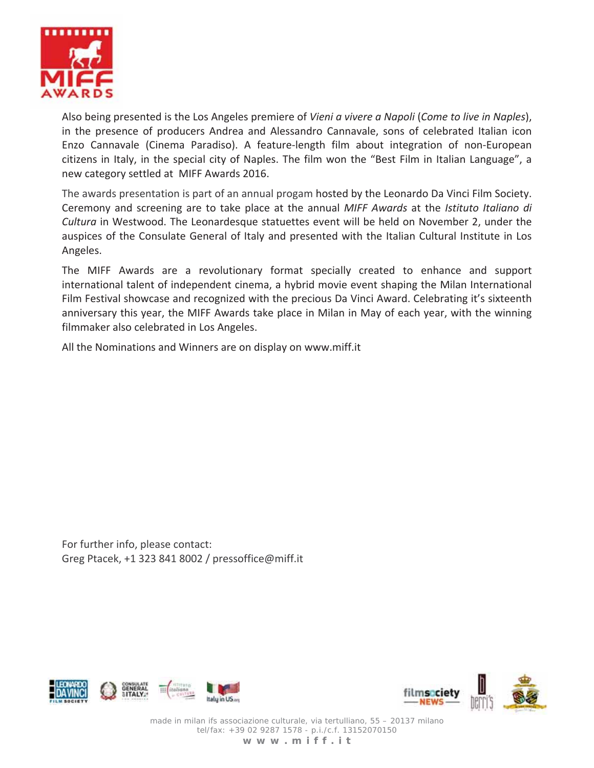Also being presented is the Los Angeles premiere of *Vieni a vivere a Napoli* (*Come to live in Naples*), in the presence of producers Andrea and Alessandro Cannavale, sons of celebrated Italian icon Enzo Cannavale (Cinema Paradiso). A feature-length film about integration of non-European citizens in Italy, in the special city of Naples. The film won the "Best Film in Italian Language", a new category settled at MIFF Awards 2016.

The awards presentation is part of an annual progam hosted by the Leonardo Da Vinci Film Society. Ceremony and screening are to take place at the annual *MIFF Awards* at the *Istituto Italiano di Cultura* in Westwood. The Leonardesque statuettes event will be held on November 2, under the auspices of the Consulate General of Italy and presented with the Italian Cultural Institute in Los Angeles.

The MIFF Awards are a revolutionary format specially created to enhance and support international talent of independent cinema, a hybrid movie event shaping the Milan International Film Festival showcase and recognized with the precious Da Vinci Award. Celebrating it's sixteenth anniversary this year, the MIFF Awards take place in Milan in May of each year, with the winning filmmaker also celebrated in Los Angeles.

All the Nominations and Winners are on display on www.miff.it

For further info, please contact:
Greg Ptacek, +1 323 841 8002 / pressoffice@miff.it

made in milan ifs associazione culturale, via tertulliano, 55 – 20137 milano
tel/fax: +39 02 9287 1578 - p.i./c.f. 13152070150
**www.miff.it**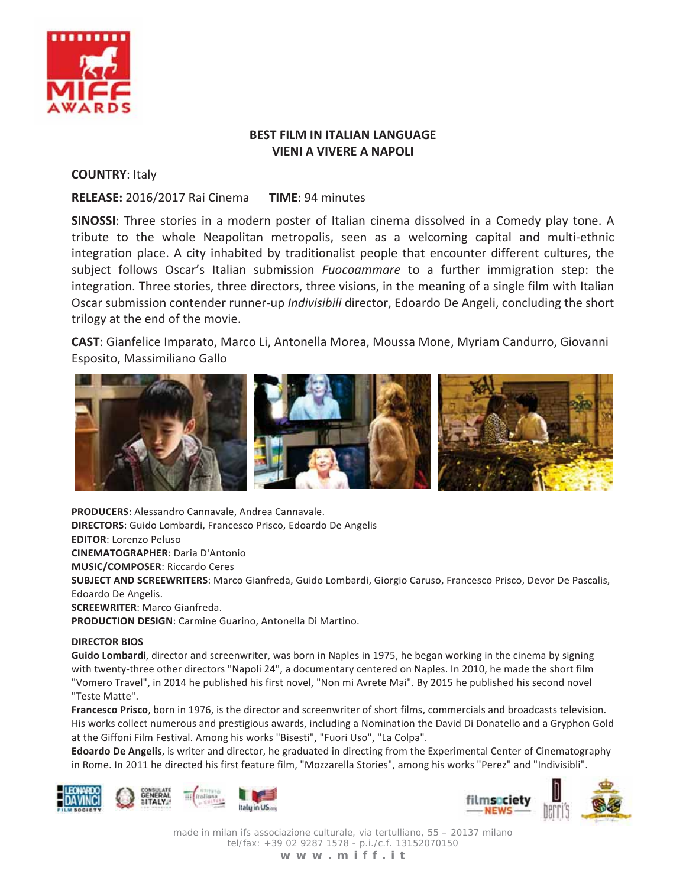## BEST FILM IN ITALIAN LANGUAGE
## VIENI A VIVERE A NAPOLI

**COUNTRY**: Italy

**RELEASE:** 2016/2017 Rai Cinema **TIME**: 94 minutes

**SINOSSI**: Three stories in a modern poster of Italian cinema dissolved in a Comedy play tone. A tribute to the whole Neapolitan metropolis, seen as a welcoming capital and multi-ethnic integration place. A city inhabited by traditionalist people that encounter different cultures, the subject follows Oscar's Italian submission *Fuocoammare* to a further immigration step: the integration. Three stories, three directors, three visions, in the meaning of a single film with Italian Oscar submission contender runner-up *Indivisibili* director, Edoardo De Angeli, concluding the short trilogy at the end of the movie.

**CAST**: Gianfelice Imparato, Marco Li, Antonella Morea, Moussa Mone, Myriam Candurro, Giovanni Esposito, Massimiliano Gallo

**PRODUCERS**: Alessandro Cannavale, Andrea Cannavale.
**DIRECTORS**: Guido Lombardi, Francesco Prisco, Edoardo De Angelis
**EDITOR**: Lorenzo Peluso
**CINEMATOGRAPHER**: Daria D'Antonio
**MUSIC/COMPOSER**: Riccardo Ceres
**SUBJECT AND SCREEWRITERS**: Marco Gianfreda, Guido Lombardi, Giorgio Caruso, Francesco Prisco, Devor De Pascalis, Edoardo De Angelis.
**SCREEWRITER**: Marco Gianfreda.
**PRODUCTION DESIGN**: Carmine Guarino, Antonella Di Martino.

**DIRECTOR BIOS**

**Guido Lombardi**, director and screenwriter, was born in Naples in 1975, he began working in the cinema by signing with twenty-three other directors "Napoli 24", a documentary centered on Naples. In 2010, he made the short film "Vomero Travel", in 2014 he published his first novel, "Non mi Avrete Mai". By 2015 he published his second novel "Teste Matte".

**Francesco Prisco**, born in 1976, is the director and screenwriter of short films, commercials and broadcasts television. His works collect numerous and prestigious awards, including a Nomination the David Di Donatello and a Gryphon Gold at the Giffoni Film Festival. Among his works "Bisesti", "Fuori Uso", "La Colpa".

**Edoardo De Angelis**, is writer and director, he graduated in directing from the Experimental Center of Cinematography in Rome. In 2011 he directed his first feature film, "Mozzarella Stories", among his works "Perez" and "Indivisibli".

made in milan ifs associazione culturale, via tertulliano, 55 – 20137 milano
tel/fax: +39 02 9287 1578 - p.i./c.f. 13152070150
www.miff.it